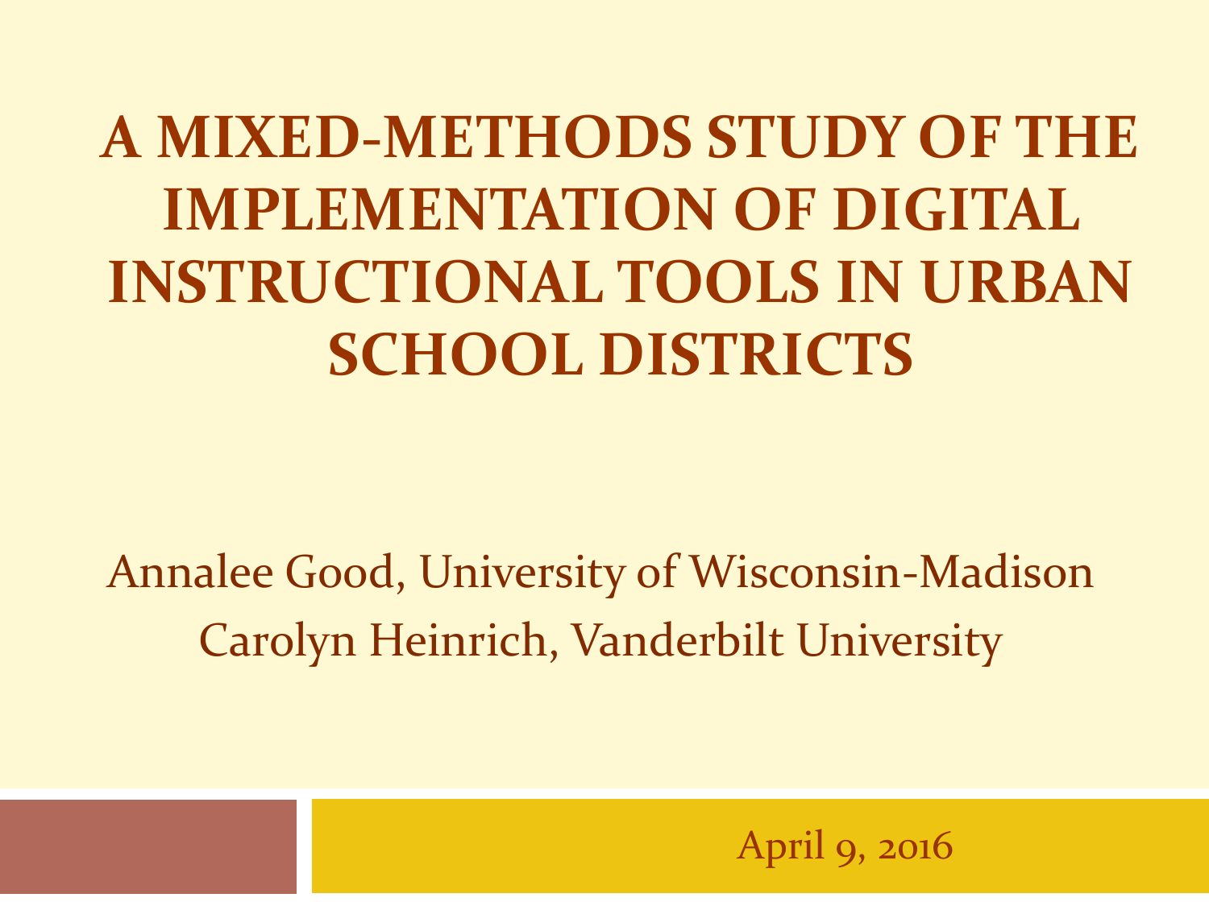# A MIXED-METHODS STUDY OF THE IMPLEMENTATION OF DIGITAL INSTRUCTIONAL TOOLS IN URBAN SCHOOL DISTRICTS

Annalee Good, University of Wisconsin-Madison

Carolyn Heinrich, Vanderbilt University

April 9, 2016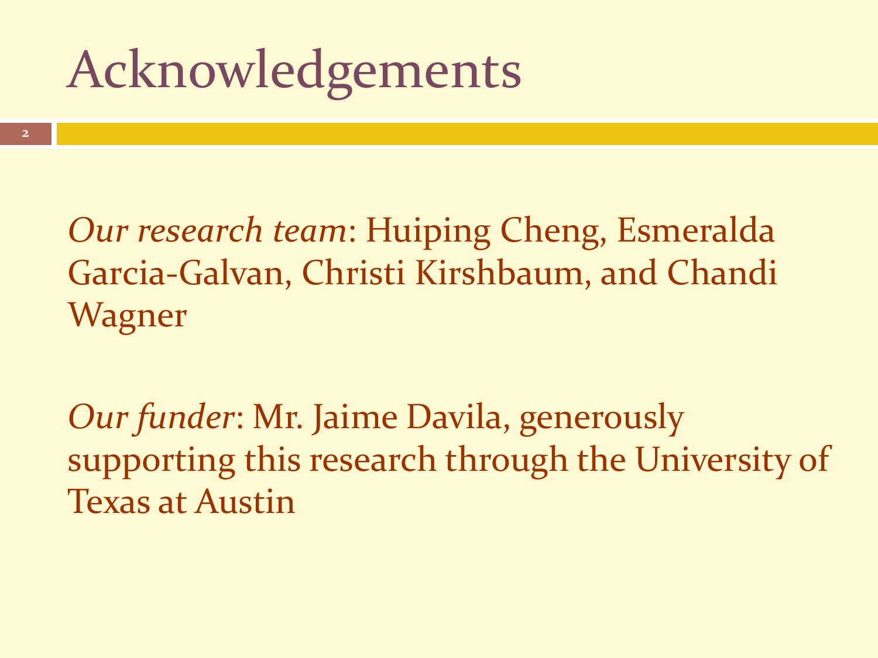# Acknowledgements

*Our research team*: Huiping Cheng, Esmeralda Garcia-Galvan, Christi Kirshbaum, and Chandi Wagner

*Our funder*: Mr. Jaime Davila, generously supporting this research through the University of Texas at Austin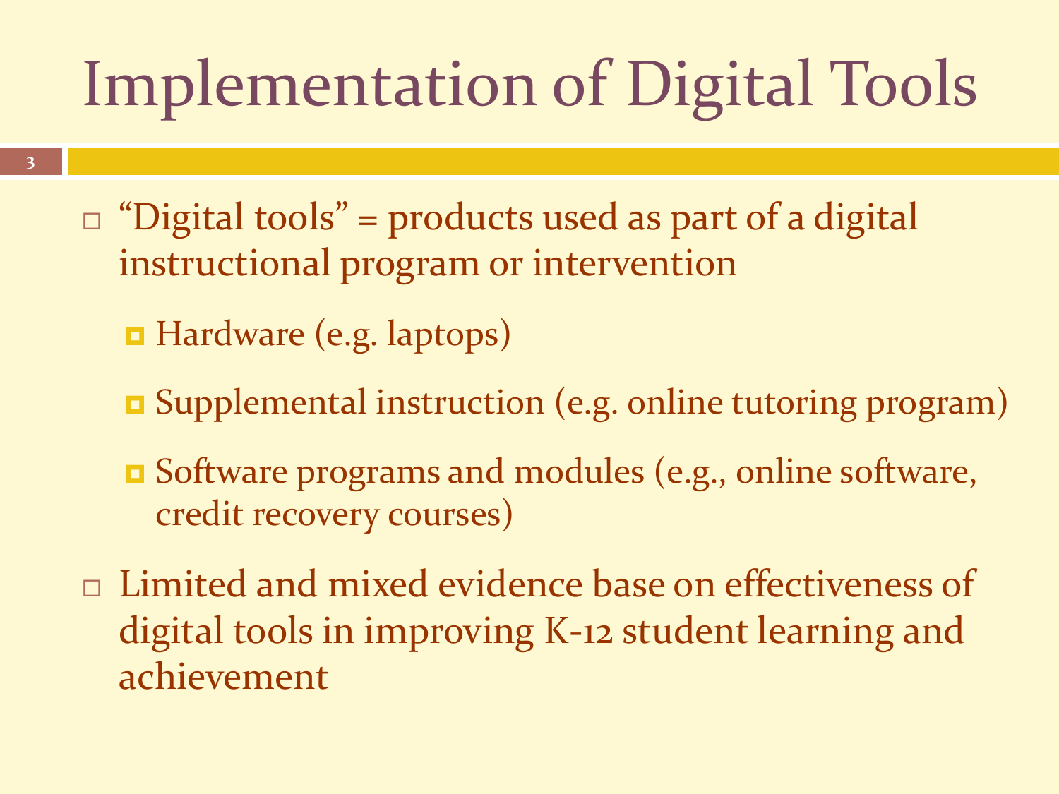# Implementation of Digital Tools

- "Digital tools" = products used as part of a digital instructional program or intervention
  - Hardware (e.g. laptops)
  - Supplemental instruction (e.g. online tutoring program)
  - Software programs and modules (e.g., online software, credit recovery courses)
- Limited and mixed evidence base on effectiveness of digital tools in improving K-12 student learning and achievement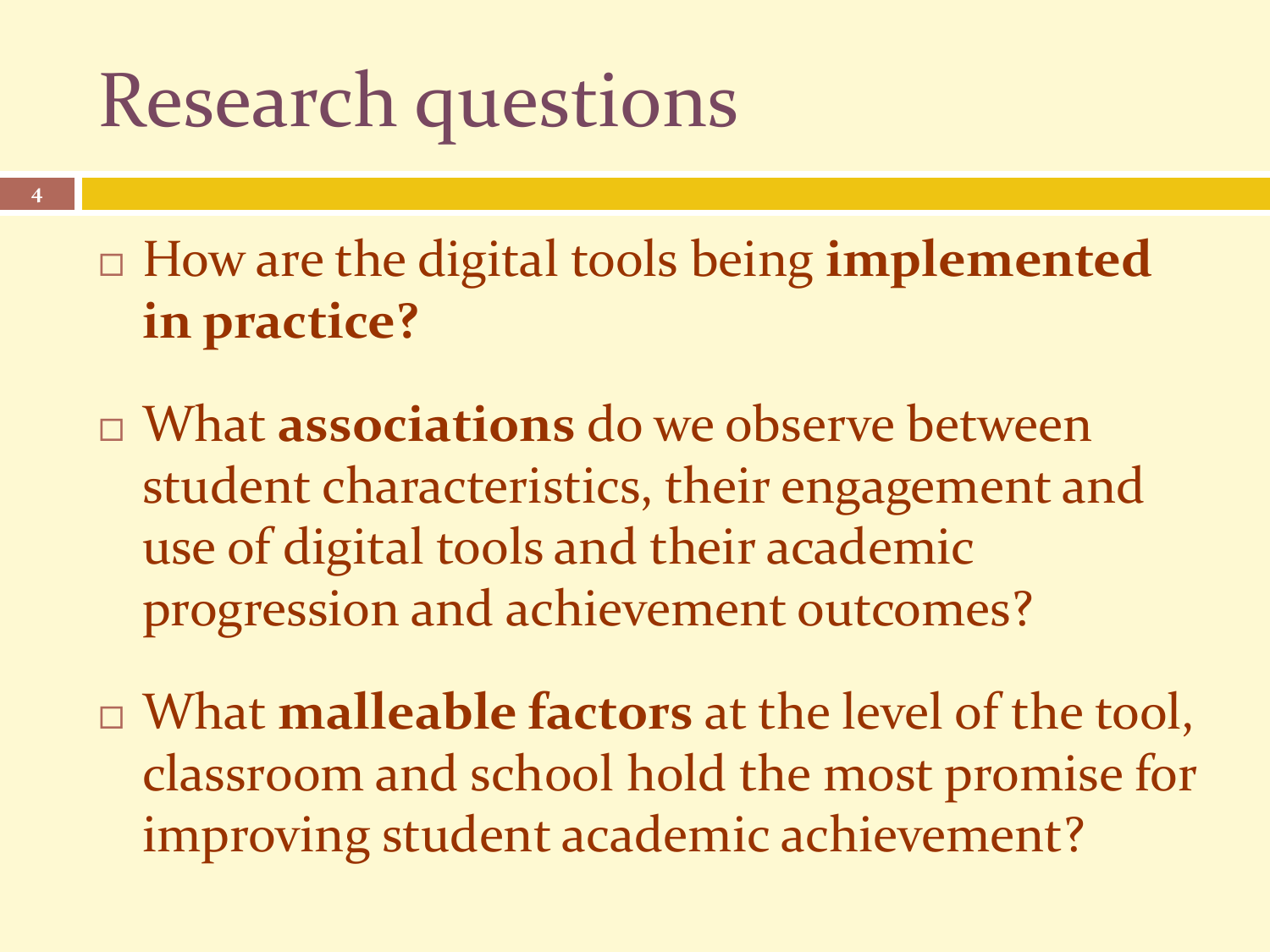# Research questions

- How are the digital tools being **implemented in practice?**
- What **associations** do we observe between student characteristics, their engagement and use of digital tools and their academic progression and achievement outcomes?
- What **malleable factors** at the level of the tool, classroom and school hold the most promise for improving student academic achievement?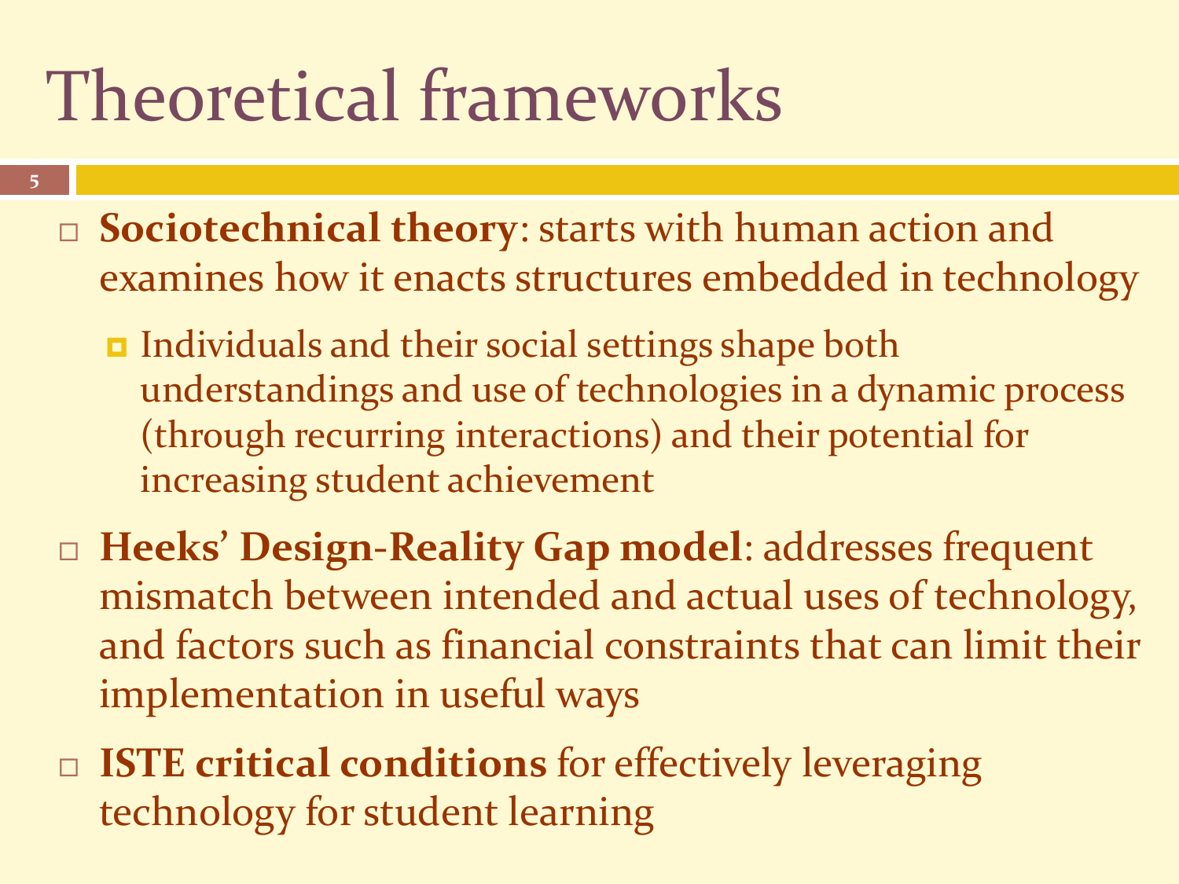# Theoretical frameworks

- **Sociotechnical theory**: starts with human action and examines how it enacts structures embedded in technology
  - Individuals and their social settings shape both understandings and use of technologies in a dynamic process (through recurring interactions) and their potential for increasing student achievement
- **Heeks' Design-Reality Gap model**: addresses frequent mismatch between intended and actual uses of technology, and factors such as financial constraints that can limit their implementation in useful ways
- **ISTE critical conditions** for effectively leveraging technology for student learning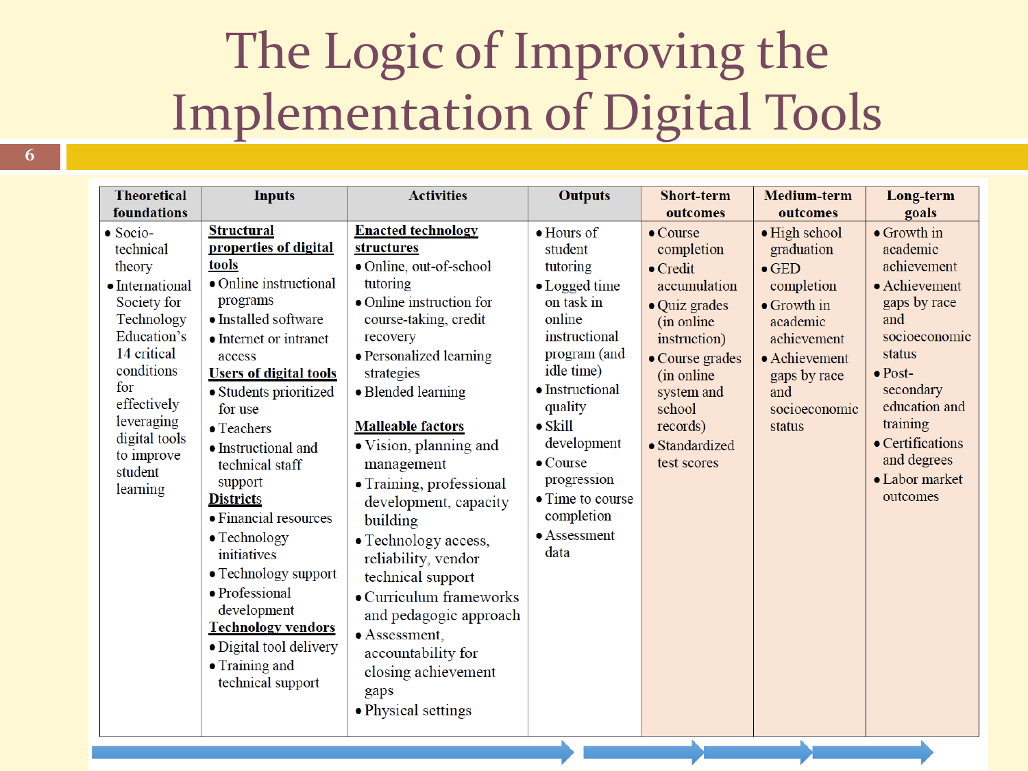# The Logic of Improving the Implementation of Digital Tools

| Theoretical foundations | Inputs | Activities | Outputs | Short-term outcomes | Medium-term outcomes | Long-term goals |
|---|---|---|---|---|---|---|
| • Socio-technical theory<br>• International Society for Technology Education's 14 critical conditions for effectively leveraging digital tools to improve student learning | **<u>Structural properties of digital tools</u>**<br>• Online instructional programs<br>• Installed software<br>• Internet or intranet access<br>**<u>Users of digital tools</u>**<br>• Students prioritized for use<br>• Teachers<br>• Instructional and technical staff support<br>**<u>Districts</u>**<br>• Financial resources<br>• Technology initiatives<br>• Technology support<br>• Professional development<br>**<u>Technology vendors</u>**<br>• Digital tool delivery<br>• Training and technical support | **<u>Enacted technology structures</u>**<br>• Online, out-of-school tutoring<br>• Online instruction for course-taking, credit recovery<br>• Personalized learning strategies<br>• Blended learning<br>**<u>Malleable factors</u>**<br>• Vision, planning and management<br>• Training, professional development, capacity building<br>• Technology access, reliability, vendor technical support<br>• Curriculum frameworks and pedagogic approach<br>• Assessment, accountability for closing achievement gaps<br>• Physical settings | • Hours of student tutoring<br>• Logged time on task in online instructional program (and idle time)<br>• Instructional quality<br>• Skill development<br>• Course progression<br>• Time to course completion<br>• Assessment data | • Course completion<br>• Credit accumulation<br>• Quiz grades (in online instruction)<br>• Course grades (in online system and school records)<br>• Standardized test scores | • High school graduation<br>• GED completion<br>• Growth in academic achievement<br>• Achievement gaps by race and socioeconomic status | • Growth in academic achievement<br>• Achievement gaps by race and socioeconomic status<br>• Post-secondary education and training<br>• Certifications and degrees<br>• Labor market outcomes |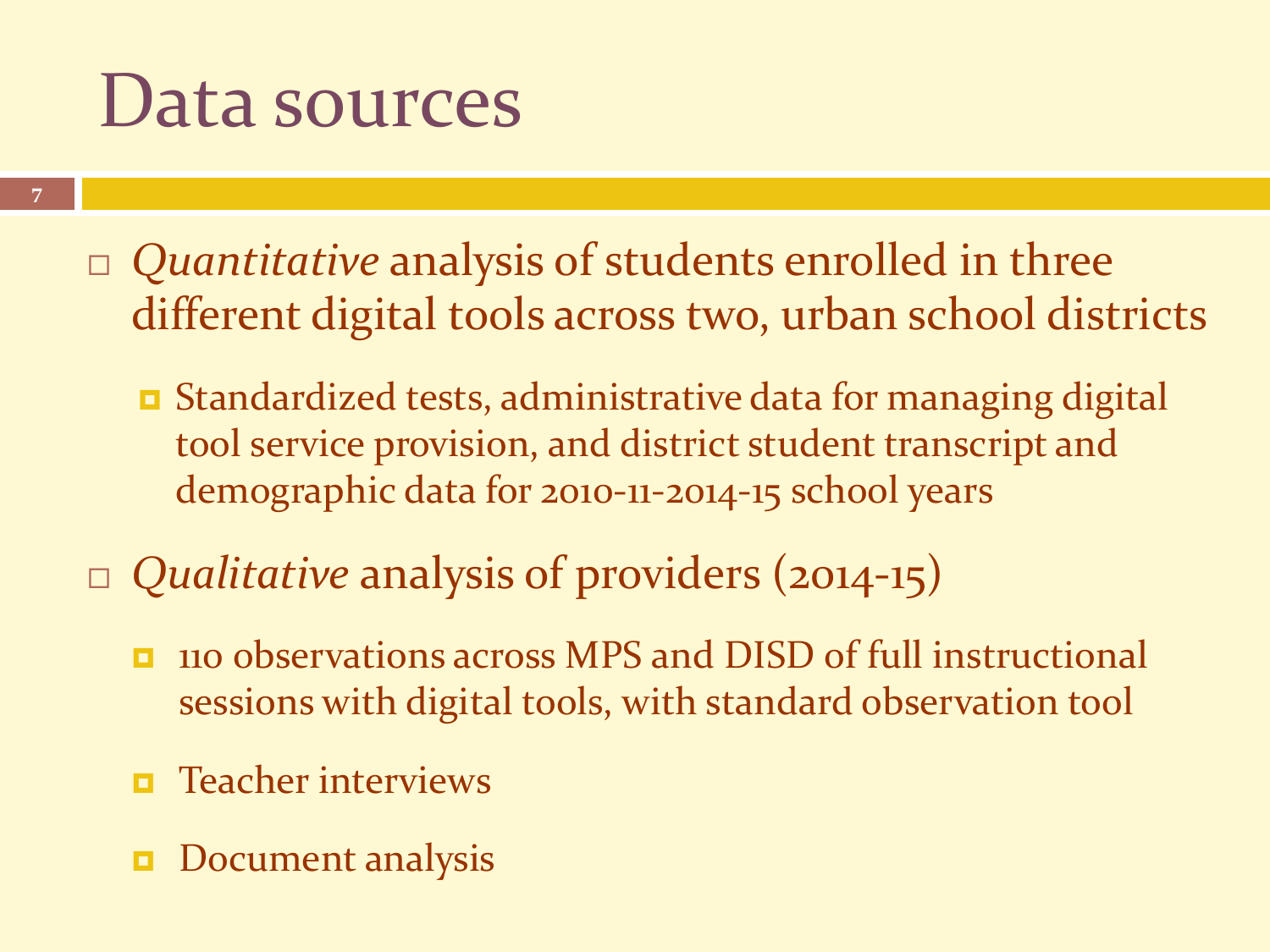# Data sources

- *Quantitative* analysis of students enrolled in three different digital tools across two, urban school districts
  - Standardized tests, administrative data for managing digital tool service provision, and district student transcript and demographic data for 2010-11-2014-15 school years
- *Qualitative* analysis of providers (2014-15)
  - 110 observations across MPS and DISD of full instructional sessions with digital tools, with standard observation tool
  - Teacher interviews
  - Document analysis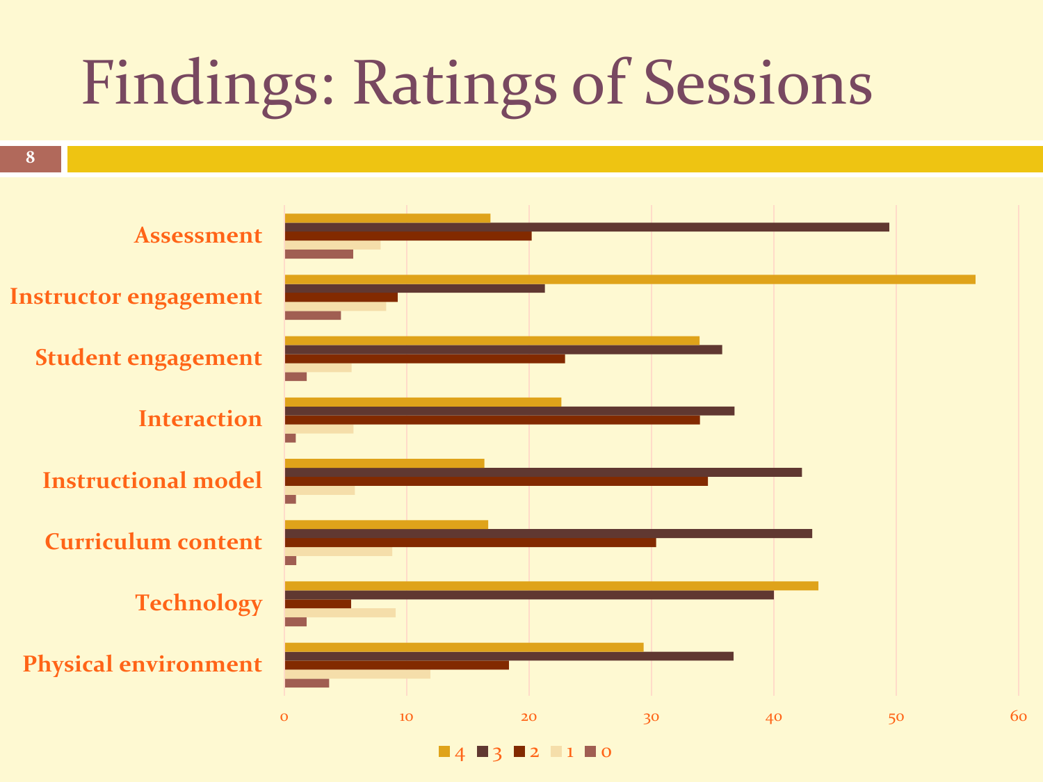# Findings: Ratings of Sessions

- Assessment
- Instructor engagement
- Student engagement
- Interaction
- Instructional model
- Curriculum content
- Technology
- Physical environment

0 10 20 30 40 50 60

4 3 2 1 0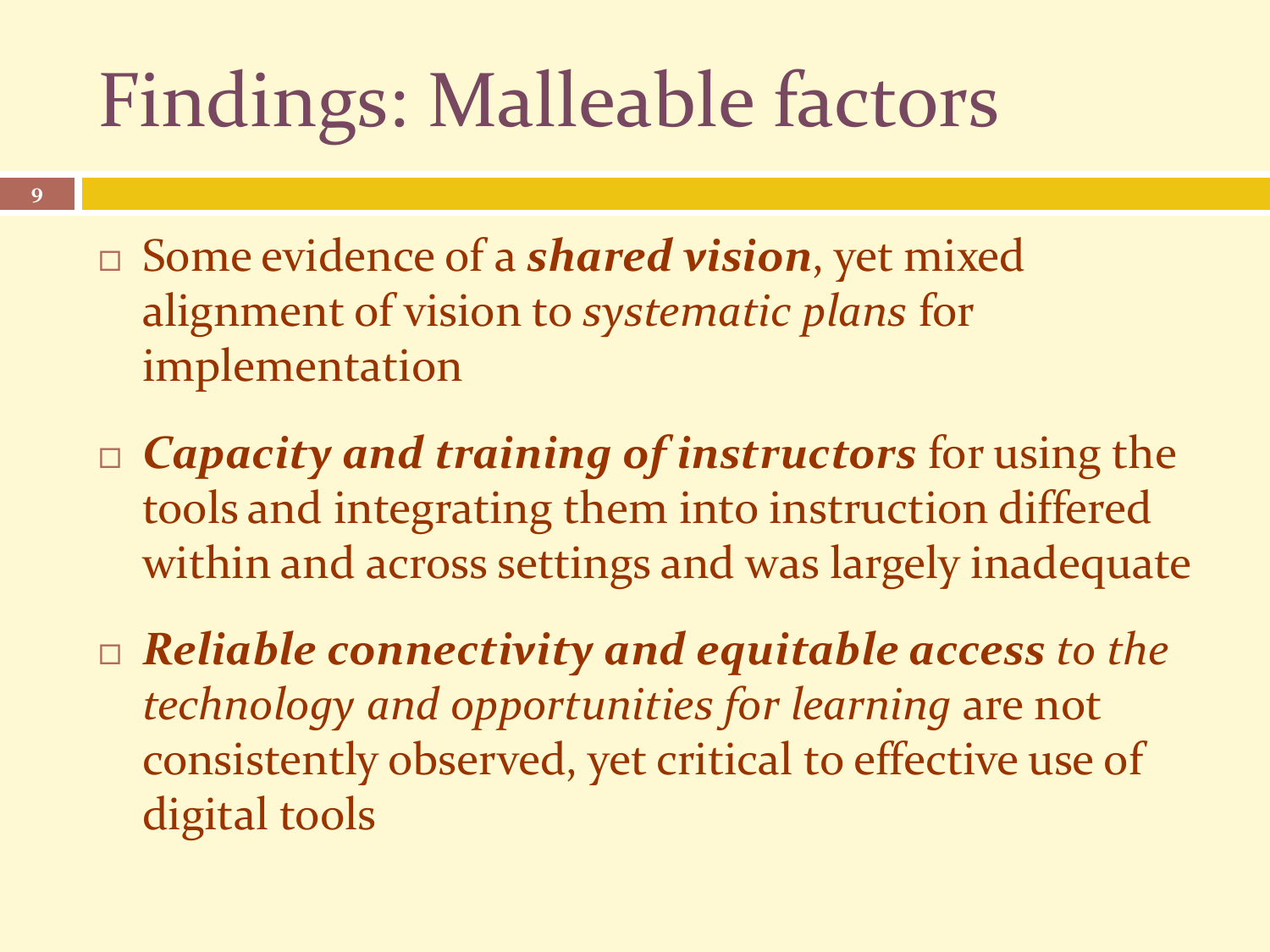# Findings: Malleable factors

- Some evidence of a ***shared vision***, yet mixed alignment of vision to *systematic plans* for implementation
- ***Capacity and training of instructors*** for using the tools and integrating them into instruction differed within and across settings and was largely inadequate
- ***Reliable connectivity and equitable access*** *to the technology and opportunities for learning* are not consistently observed, yet critical to effective use of digital tools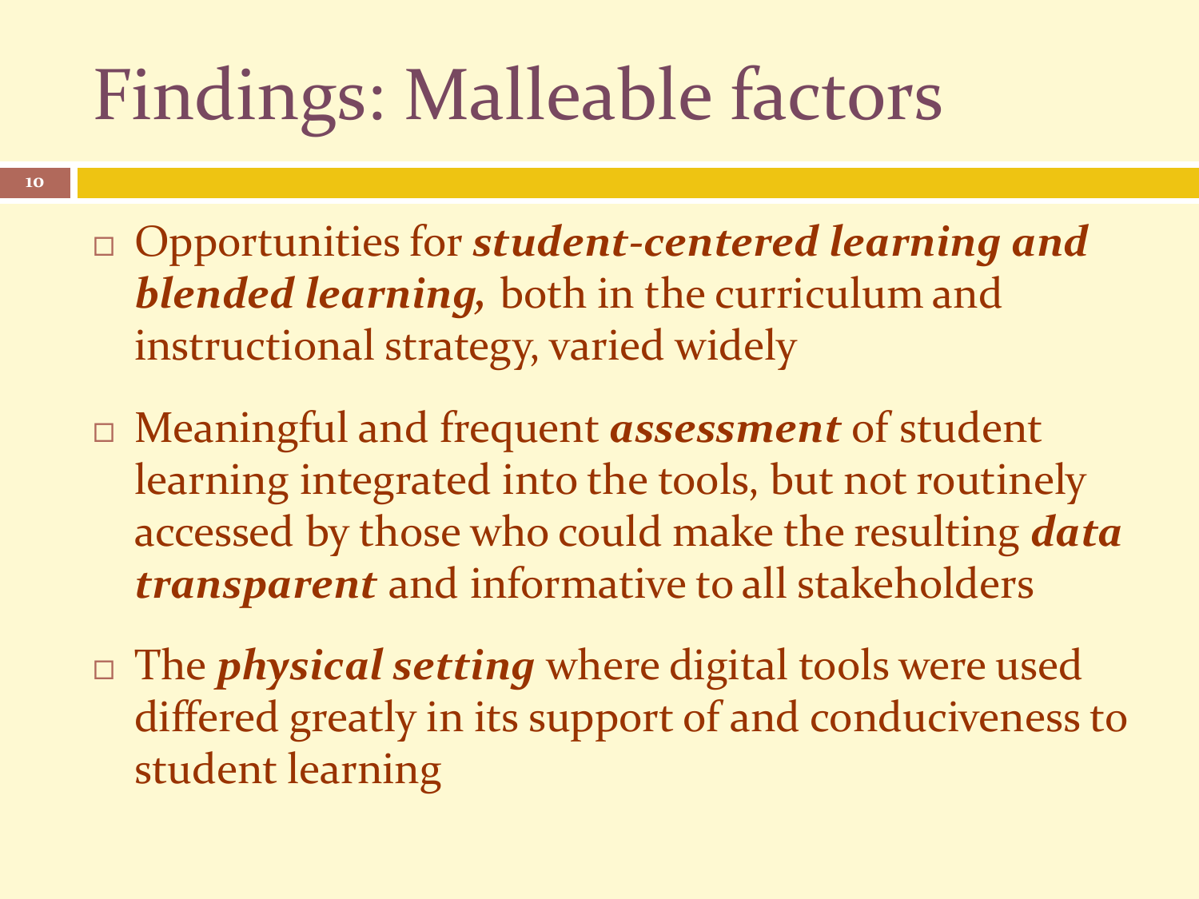# Findings: Malleable factors

- Opportunities for ***student-centered learning and blended learning,*** both in the curriculum and instructional strategy, varied widely
- Meaningful and frequent ***assessment*** of student learning integrated into the tools, but not routinely accessed by those who could make the resulting ***data transparent*** and informative to all stakeholders
- The ***physical setting*** where digital tools were used differed greatly in its support of and conduciveness to student learning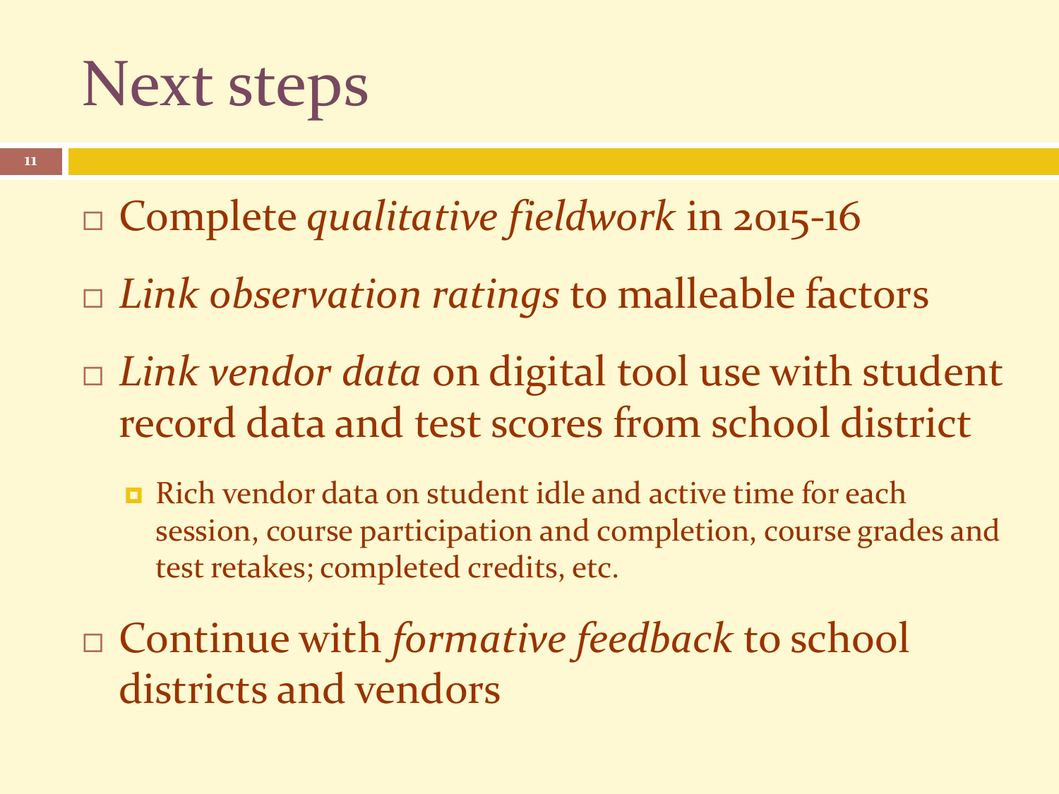# Next steps

- Complete *qualitative fieldwork* in 2015-16
- *Link observation ratings* to malleable factors
- *Link vendor data* on digital tool use with student record data and test scores from school district
  - Rich vendor data on student idle and active time for each session, course participation and completion, course grades and test retakes; completed credits, etc.
- Continue with *formative feedback* to school districts and vendors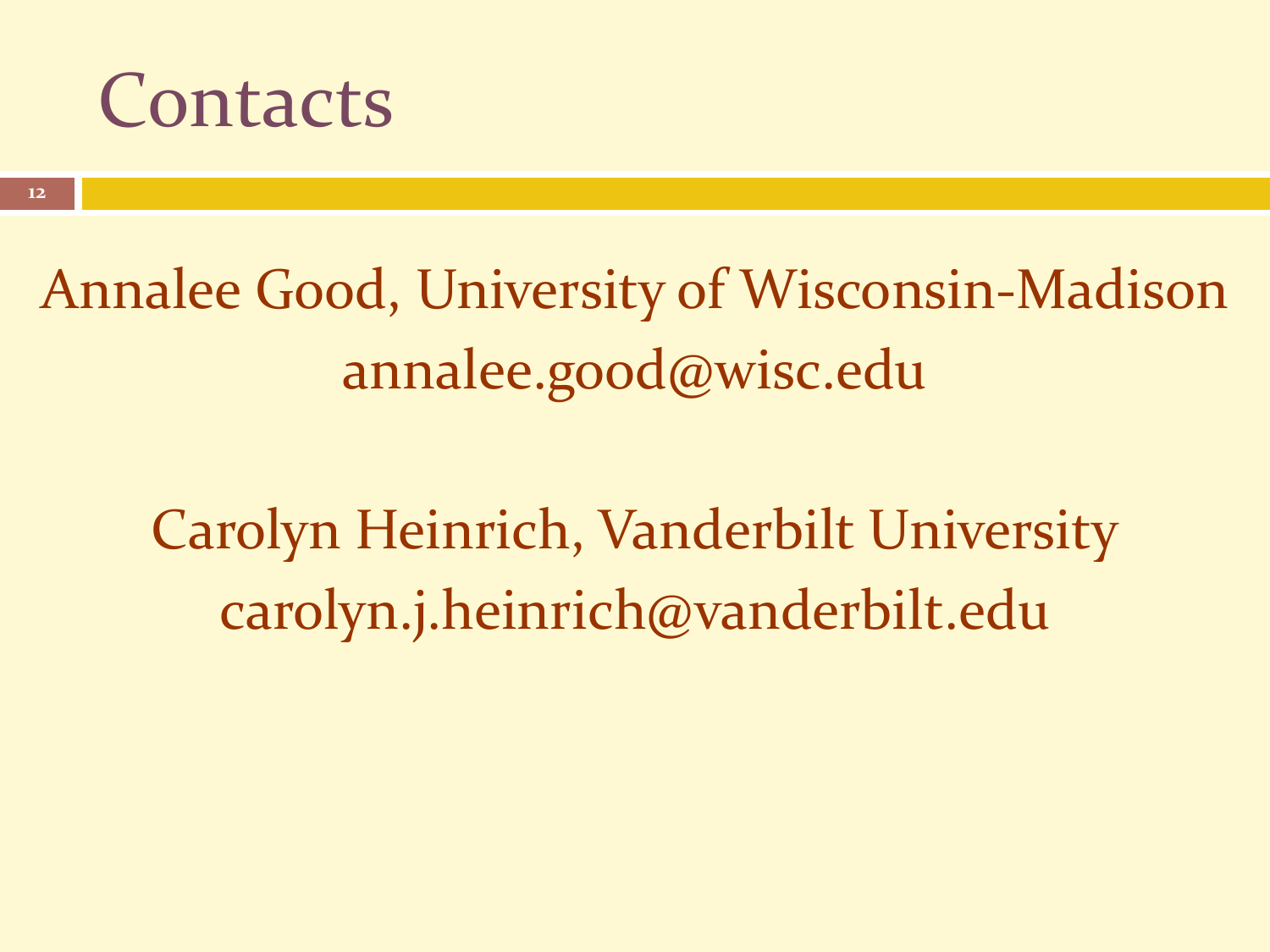# Contacts

Annalee Good, University of Wisconsin-Madison
annalee.good@wisc.edu

Carolyn Heinrich, Vanderbilt University
carolyn.j.heinrich@vanderbilt.edu